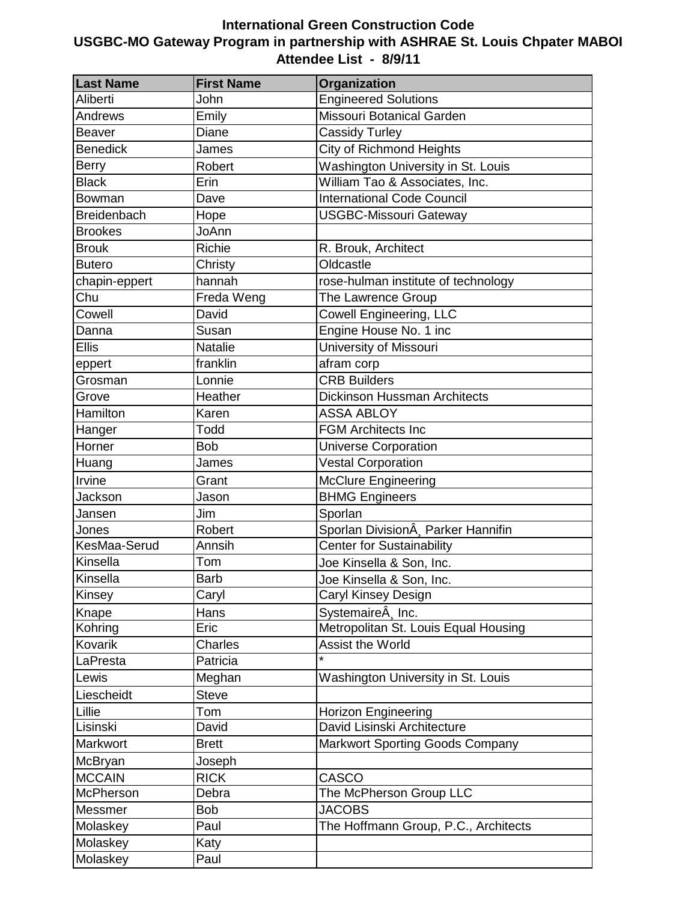**International Green Construction Code**
**USGBC-MO Gateway Program in partnership with ASHRAE St. Louis Chpater MABOI**
**Attendee List - 8/9/11**

| Last Name | First Name | Organization |
|---|---|---|
| Aliberti | John | Engineered Solutions |
| Andrews | Emily | Missouri Botanical Garden |
| Beaver | Diane | Cassidy Turley |
| Benedick | James | City of Richmond Heights |
| Berry | Robert | Washington University in St. Louis |
| Black | Erin | William Tao & Associates, Inc. |
| Bowman | Dave | International Code Council |
| Breidenbach | Hope | USGBC-Missouri Gateway |
| Brookes | JoAnn | |
| Brouk | Richie | R. Brouk, Architect |
| Butero | Christy | Oldcastle |
| chapin-eppert | hannah | rose-hulman institute of technology |
| Chu | Freda Weng | The Lawrence Group |
| Cowell | David | Cowell Engineering, LLC |
| Danna | Susan | Engine House No. 1 inc |
| Ellis | Natalie | University of Missouri |
| eppert | franklin | afram corp |
| Grosman | Lonnie | CRB Builders |
| Grove | Heather | Dickinson Hussman Architects |
| Hamilton | Karen | ASSA ABLOY |
| Hanger | Todd | FGM Architects Inc |
| Horner | Bob | Universe Corporation |
| Huang | James | Vestal Corporation |
| Irvine | Grant | McClure Engineering |
| Jackson | Jason | BHMG Engineers |
| Jansen | Jim | Sporlan |
| Jones | Robert | Sporlan DivisionÂ¸ Parker Hannifin |
| KesMaa-Serud | Annsih | Center for Sustainability |
| Kinsella | Tom | Joe Kinsella & Son, Inc. |
| Kinsella | Barb | Joe Kinsella & Son, Inc. |
| Kinsey | Caryl | Caryl Kinsey Design |
| Knape | Hans | SystemaireÂ¸ Inc. |
| Kohring | Eric | Metropolitan St. Louis Equal Housing |
| Kovarik | Charles | Assist the World |
| LaPresta | Patricia | * |
| Lewis | Meghan | Washington University in St. Louis |
| Liescheidt | Steve | |
| Lillie | Tom | Horizon Engineering |
| Lisinski | David | David Lisinski Architecture |
| Markwort | Brett | Markwort Sporting Goods Company |
| McBryan | Joseph | |
| MCCAIN | RICK | CASCO |
| McPherson | Debra | The McPherson Group LLC |
| Messmer | Bob | JACOBS |
| Molaskey | Paul | The Hoffmann Group, P.C., Architects |
| Molaskey | Katy | |
| Molaskey | Paul | |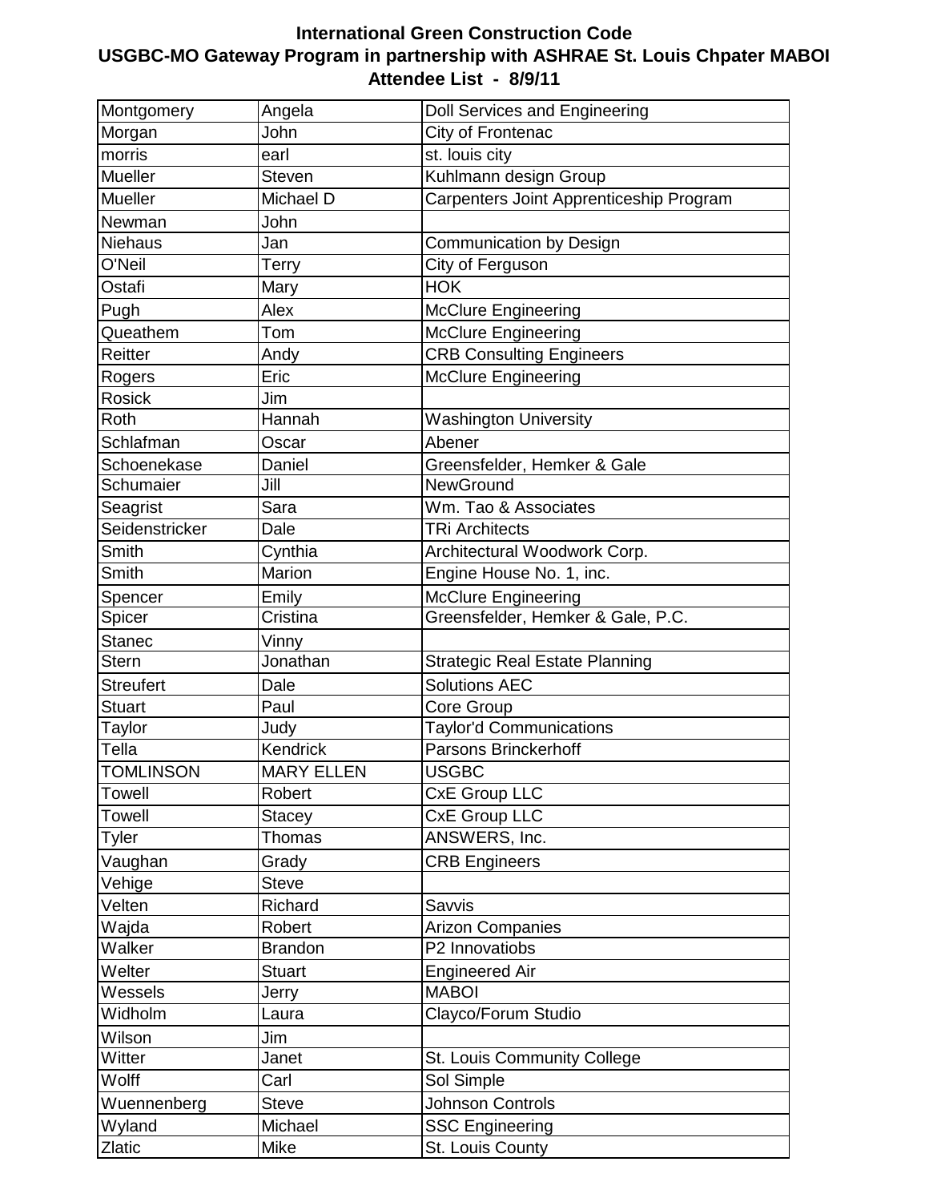**International Green Construction Code**
**USGBC-MO Gateway Program in partnership with ASHRAE St. Louis Chpater MABOI**
**Attendee List - 8/9/11**

| | | |
|---|---|---|
| Montgomery | Angela | Doll Services and Engineering |
| Morgan | John | City of Frontenac |
| morris | earl | st. louis city |
| Mueller | Steven | Kuhlmann design Group |
| Mueller | Michael D | Carpenters Joint Apprenticeship Program |
| Newman | John | |
| Niehaus | Jan | Communication by Design |
| O'Neil | Terry | City of Ferguson |
| Ostafi | Mary | HOK |
| Pugh | Alex | McClure Engineering |
| Queathem | Tom | McClure Engineering |
| Reitter | Andy | CRB Consulting Engineers |
| Rogers | Eric | McClure Engineering |
| Rosick | Jim | |
| Roth | Hannah | Washington University |
| Schlafman | Oscar | Abener |
| Schoenekase | Daniel | Greensfelder, Hemker & Gale |
| Schumaier | Jill | NewGround |
| Seagrist | Sara | Wm. Tao & Associates |
| Seidenstricker | Dale | TRi Architects |
| Smith | Cynthia | Architectural Woodwork Corp. |
| Smith | Marion | Engine House No. 1, inc. |
| Spencer | Emily | McClure Engineering |
| Spicer | Cristina | Greensfelder, Hemker & Gale, P.C. |
| Stanec | Vinny | |
| Stern | Jonathan | Strategic Real Estate Planning |
| Streufert | Dale | Solutions AEC |
| Stuart | Paul | Core Group |
| Taylor | Judy | Taylor'd Communications |
| Tella | Kendrick | Parsons Brinckerhoff |
| TOMLINSON | MARY ELLEN | USGBC |
| Towell | Robert | CxE Group LLC |
| Towell | Stacey | CxE Group LLC |
| Tyler | Thomas | ANSWERS, Inc. |
| Vaughan | Grady | CRB Engineers |
| Vehige | Steve | |
| Velten | Richard | Savvis |
| Wajda | Robert | Arizon Companies |
| Walker | Brandon | P2 Innovatiobs |
| Welter | Stuart | Engineered Air |
| Wessels | Jerry | MABOI |
| Widholm | Laura | Clayco/Forum Studio |
| Wilson | Jim | |
| Witter | Janet | St. Louis Community College |
| Wolff | Carl | Sol Simple |
| Wuennenberg | Steve | Johnson Controls |
| Wyland | Michael | SSC Engineering |
| Zlatic | Mike | St. Louis County |